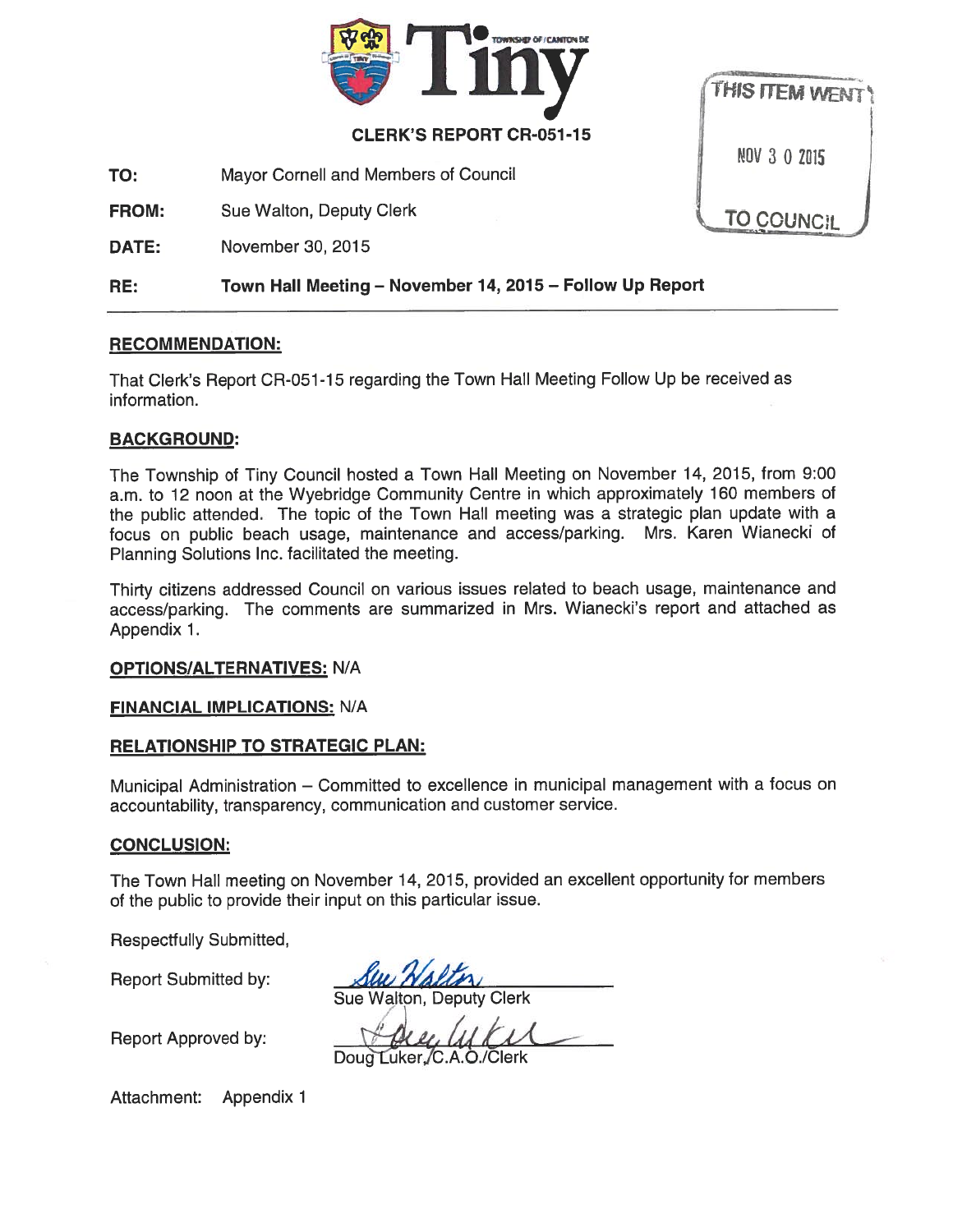# CLERK'S REPORT CR-051-15

THIS ITEM WENT

NOV 3 0 2015

TO COUNCIL

**TO:** Mayor Cornell and Members of Council

**FROM:** Sue Walton, Deputy Clerk

**DATE:** November 30, 2015

**RE:** **Town Hall Meeting – November 14, 2015 – Follow Up Report**

---

## RECOMMENDATION:

That Clerk's Report CR-051-15 regarding the Town Hall Meeting Follow Up be received as information.

## BACKGROUND:

The Township of Tiny Council hosted a Town Hall Meeting on November 14, 2015, from 9:00 a.m. to 12 noon at the Wyebridge Community Centre in which approximately 160 members of the public attended. The topic of the Town Hall meeting was a strategic plan update with a focus on public beach usage, maintenance and access/parking. Mrs. Karen Wianecki of Planning Solutions Inc. facilitated the meeting.

Thirty citizens addressed Council on various issues related to beach usage, maintenance and access/parking. The comments are summarized in Mrs. Wianecki's report and attached as Appendix 1.

**OPTIONS/ALTERNATIVES:** N/A

**FINANCIAL IMPLICATIONS:** N/A

## RELATIONSHIP TO STRATEGIC PLAN:

Municipal Administration – Committed to excellence in municipal management with a focus on accountability, transparency, communication and customer service.

## CONCLUSION:

The Town Hall meeting on November 14, 2015, provided an excellent opportunity for members of the public to provide their input on this particular issue.

Respectfully Submitted,

Report Submitted by: Sue Walton, Deputy Clerk

Report Approved by: Doug Luker, C.A.O./Clerk

Attachment: Appendix 1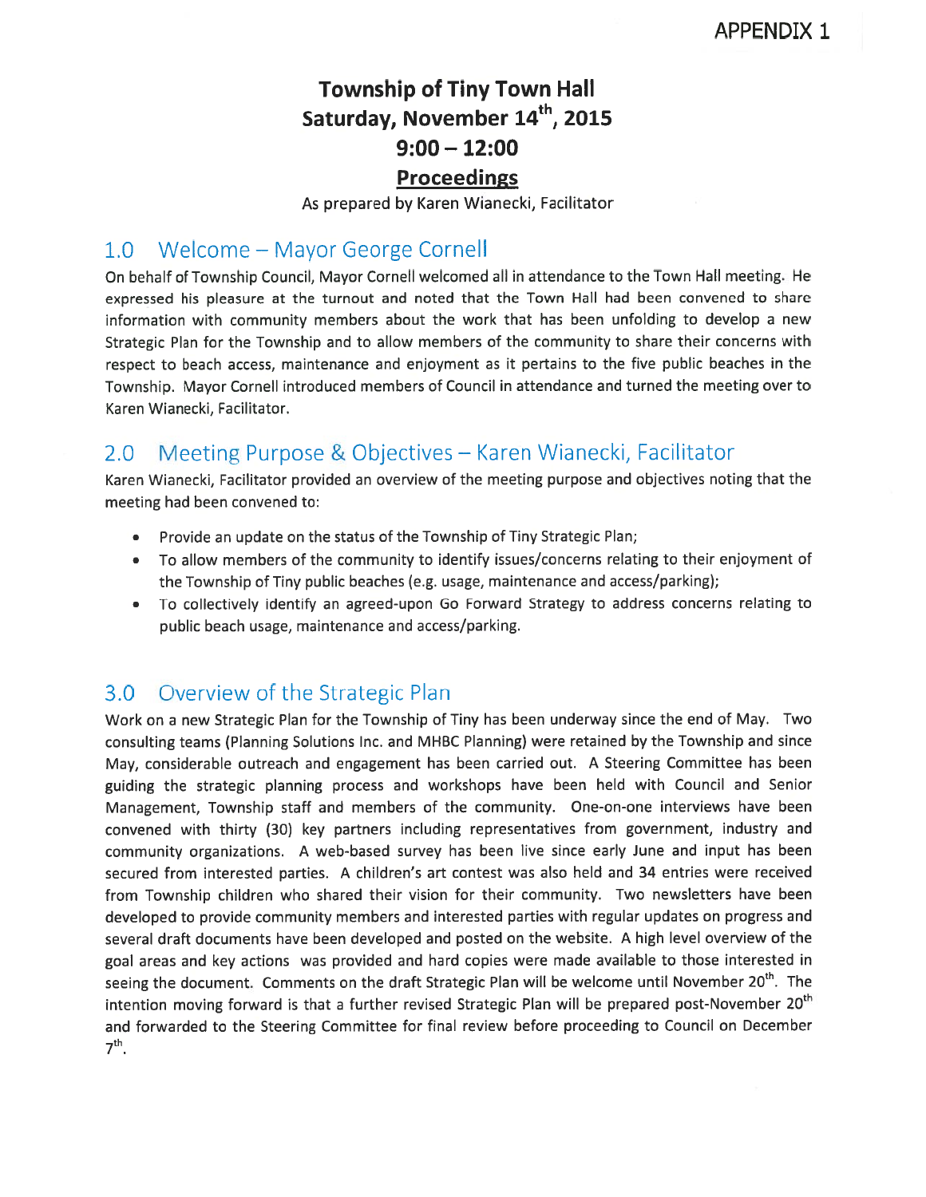APPENDIX 1

# Township of Tiny Town Hall
## Saturday, November 14th, 2015
## 9:00 – 12:00
## Proceedings

As prepared by Karen Wianecki, Facilitator

## 1.0 Welcome – Mayor George Cornell

On behalf of Township Council, Mayor Cornell welcomed all in attendance to the Town Hall meeting. He expressed his pleasure at the turnout and noted that the Town Hall had been convened to share information with community members about the work that has been unfolding to develop a new Strategic Plan for the Township and to allow members of the community to share their concerns with respect to beach access, maintenance and enjoyment as it pertains to the five public beaches in the Township. Mayor Cornell introduced members of Council in attendance and turned the meeting over to Karen Wianecki, Facilitator.

## 2.0 Meeting Purpose & Objectives – Karen Wianecki, Facilitator

Karen Wianecki, Facilitator provided an overview of the meeting purpose and objectives noting that the meeting had been convened to:

- Provide an update on the status of the Township of Tiny Strategic Plan;
- To allow members of the community to identify issues/concerns relating to their enjoyment of the Township of Tiny public beaches (e.g. usage, maintenance and access/parking);
- To collectively identify an agreed-upon Go Forward Strategy to address concerns relating to public beach usage, maintenance and access/parking.

## 3.0 Overview of the Strategic Plan

Work on a new Strategic Plan for the Township of Tiny has been underway since the end of May. Two consulting teams (Planning Solutions Inc. and MHBC Planning) were retained by the Township and since May, considerable outreach and engagement has been carried out. A Steering Committee has been guiding the strategic planning process and workshops have been held with Council and Senior Management, Township staff and members of the community. One-on-one interviews have been convened with thirty (30) key partners including representatives from government, industry and community organizations. A web-based survey has been live since early June and input has been secured from interested parties. A children's art contest was also held and 34 entries were received from Township children who shared their vision for their community. Two newsletters have been developed to provide community members and interested parties with regular updates on progress and several draft documents have been developed and posted on the website. A high level overview of the goal areas and key actions was provided and hard copies were made available to those interested in seeing the document. Comments on the draft Strategic Plan will be welcome until November 20th. The intention moving forward is that a further revised Strategic Plan will be prepared post-November 20th and forwarded to the Steering Committee for final review before proceeding to Council on December 7th.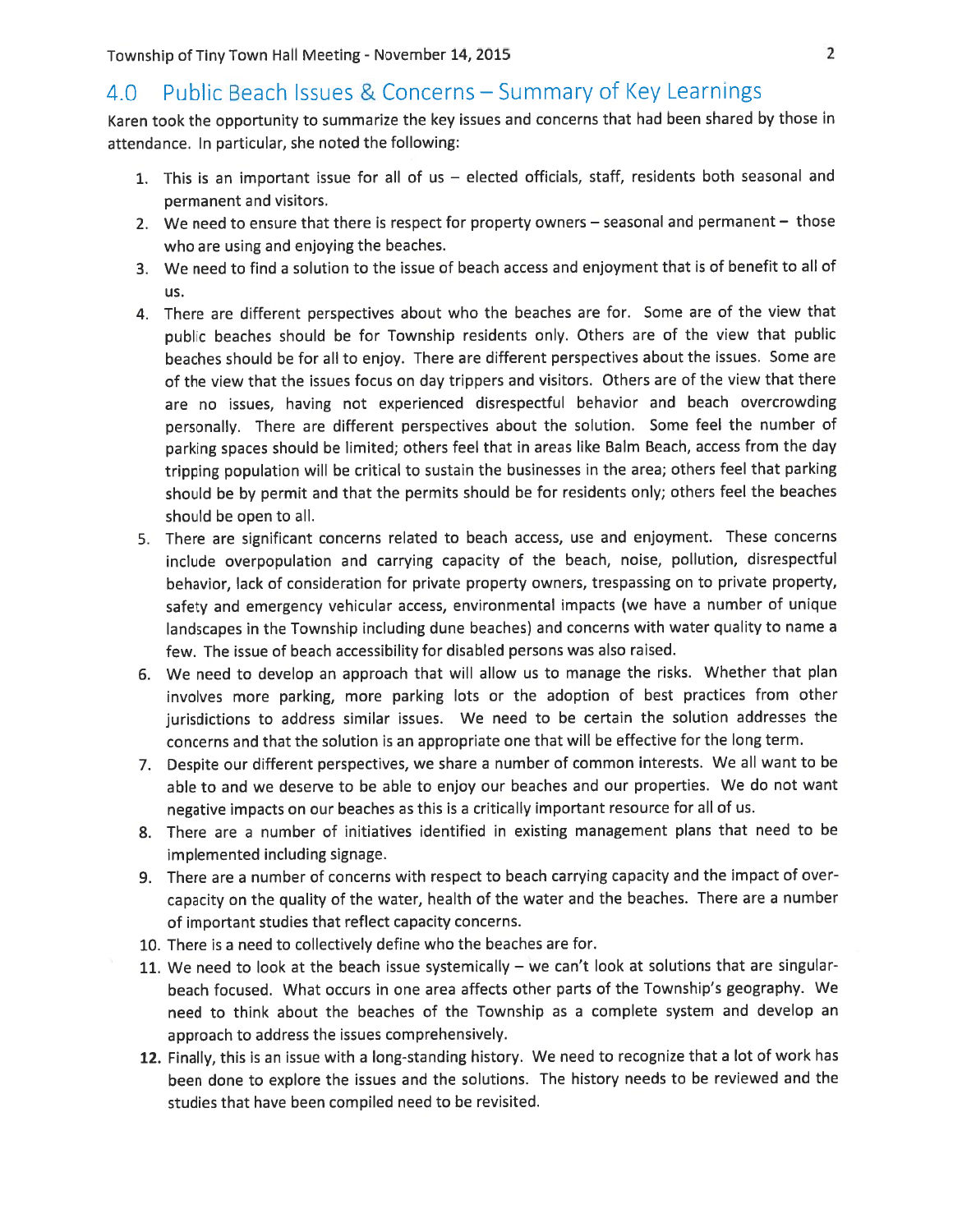## 4.0 Public Beach Issues & Concerns – Summary of Key Learnings

Karen took the opportunity to summarize the key issues and concerns that had been shared by those in attendance. In particular, she noted the following:

1. This is an important issue for all of us – elected officials, staff, residents both seasonal and permanent and visitors.
2. We need to ensure that there is respect for property owners – seasonal and permanent – those who are using and enjoying the beaches.
3. We need to find a solution to the issue of beach access and enjoyment that is of benefit to all of us.
4. There are different perspectives about who the beaches are for. Some are of the view that public beaches should be for Township residents only. Others are of the view that public beaches should be for all to enjoy. There are different perspectives about the issues. Some are of the view that the issues focus on day trippers and visitors. Others are of the view that there are no issues, having not experienced disrespectful behavior and beach overcrowding personally. There are different perspectives about the solution. Some feel the number of parking spaces should be limited; others feel that in areas like Balm Beach, access from the day tripping population will be critical to sustain the businesses in the area; others feel that parking should be by permit and that the permits should be for residents only; others feel the beaches should be open to all.
5. There are significant concerns related to beach access, use and enjoyment. These concerns include overpopulation and carrying capacity of the beach, noise, pollution, disrespectful behavior, lack of consideration for private property owners, trespassing on to private property, safety and emergency vehicular access, environmental impacts (we have a number of unique landscapes in the Township including dune beaches) and concerns with water quality to name a few. The issue of beach accessibility for disabled persons was also raised.
6. We need to develop an approach that will allow us to manage the risks. Whether that plan involves more parking, more parking lots or the adoption of best practices from other jurisdictions to address similar issues. We need to be certain the solution addresses the concerns and that the solution is an appropriate one that will be effective for the long term.
7. Despite our different perspectives, we share a number of common interests. We all want to be able to and we deserve to be able to enjoy our beaches and our properties. We do not want negative impacts on our beaches as this is a critically important resource for all of us.
8. There are a number of initiatives identified in existing management plans that need to be implemented including signage.
9. There are a number of concerns with respect to beach carrying capacity and the impact of over-capacity on the quality of the water, health of the water and the beaches. There are a number of important studies that reflect capacity concerns.
10. There is a need to collectively define who the beaches are for.
11. We need to look at the beach issue systemically – we can't look at solutions that are singular-beach focused. What occurs in one area affects other parts of the Township's geography. We need to think about the beaches of the Township as a complete system and develop an approach to address the issues comprehensively.
12. Finally, this is an issue with a long-standing history. We need to recognize that a lot of work has been done to explore the issues and the solutions. The history needs to be reviewed and the studies that have been compiled need to be revisited.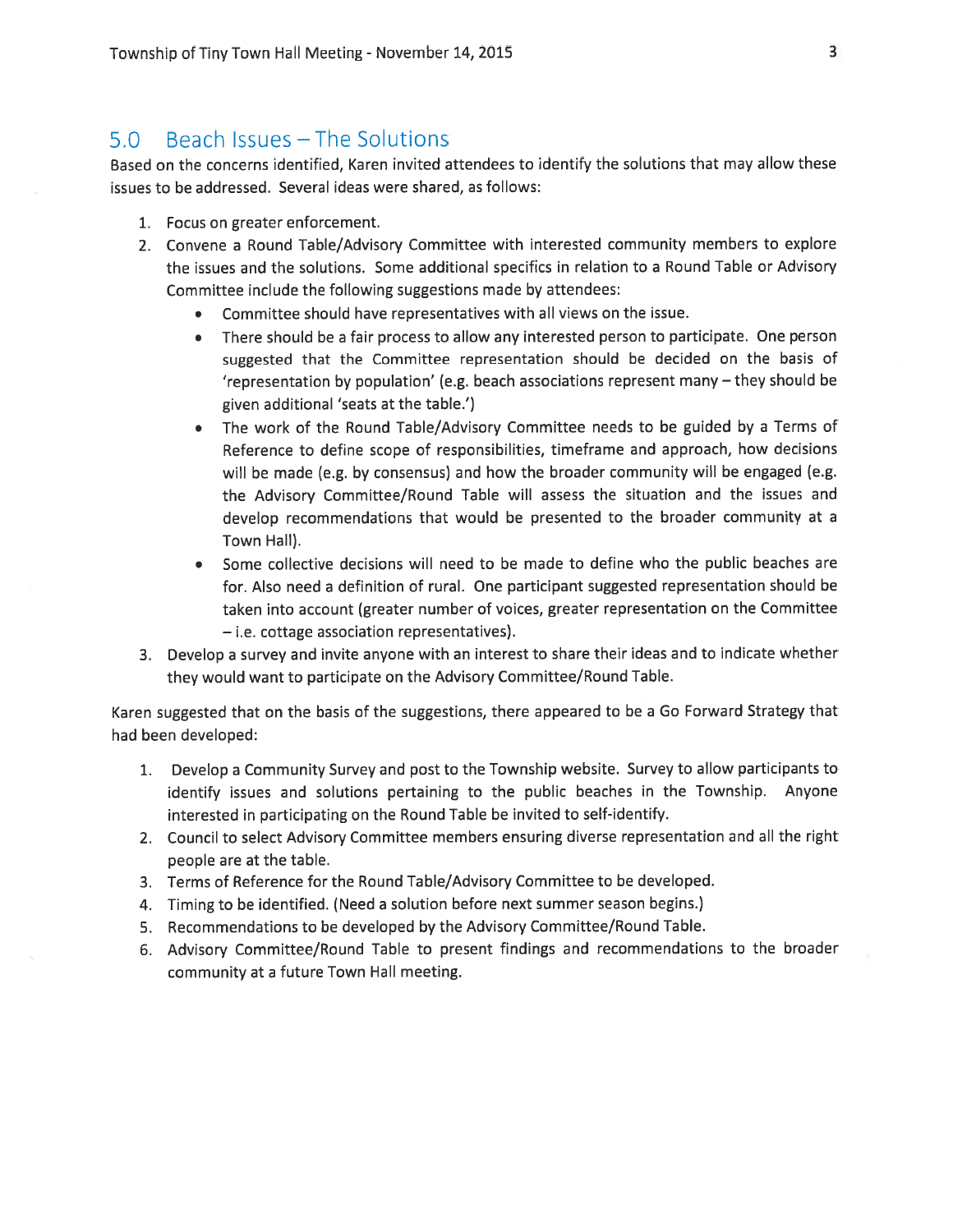## 5.0 Beach Issues – The Solutions

Based on the concerns identified, Karen invited attendees to identify the solutions that may allow these issues to be addressed. Several ideas were shared, as follows:

1. Focus on greater enforcement.
2. Convene a Round Table/Advisory Committee with interested community members to explore the issues and the solutions. Some additional specifics in relation to a Round Table or Advisory Committee include the following suggestions made by attendees:
    - Committee should have representatives with all views on the issue.
    - There should be a fair process to allow any interested person to participate. One person suggested that the Committee representation should be decided on the basis of 'representation by population' (e.g. beach associations represent many – they should be given additional 'seats at the table.')
    - The work of the Round Table/Advisory Committee needs to be guided by a Terms of Reference to define scope of responsibilities, timeframe and approach, how decisions will be made (e.g. by consensus) and how the broader community will be engaged (e.g. the Advisory Committee/Round Table will assess the situation and the issues and develop recommendations that would be presented to the broader community at a Town Hall).
    - Some collective decisions will need to be made to define who the public beaches are for. Also need a definition of rural. One participant suggested representation should be taken into account (greater number of voices, greater representation on the Committee – i.e. cottage association representatives).
3. Develop a survey and invite anyone with an interest to share their ideas and to indicate whether they would want to participate on the Advisory Committee/Round Table.

Karen suggested that on the basis of the suggestions, there appeared to be a Go Forward Strategy that had been developed:

1. Develop a Community Survey and post to the Township website. Survey to allow participants to identify issues and solutions pertaining to the public beaches in the Township. Anyone interested in participating on the Round Table be invited to self-identify.
2. Council to select Advisory Committee members ensuring diverse representation and all the right people are at the table.
3. Terms of Reference for the Round Table/Advisory Committee to be developed.
4. Timing to be identified. (Need a solution before next summer season begins.)
5. Recommendations to be developed by the Advisory Committee/Round Table.
6. Advisory Committee/Round Table to present findings and recommendations to the broader community at a future Town Hall meeting.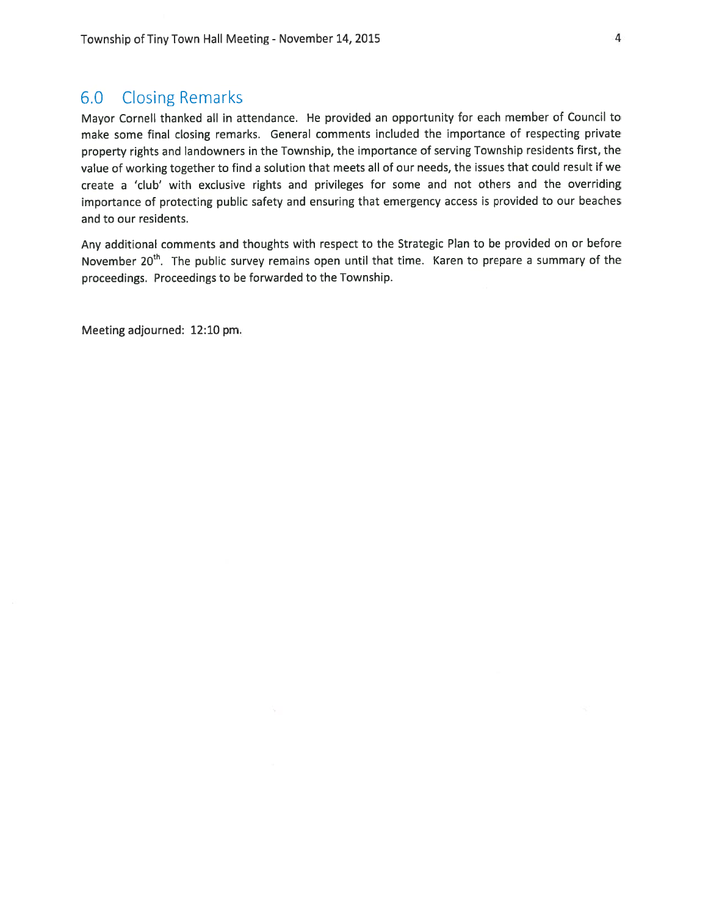## 6.0 Closing Remarks

Mayor Cornell thanked all in attendance. He provided an opportunity for each member of Council to make some final closing remarks. General comments included the importance of respecting private property rights and landowners in the Township, the importance of serving Township residents first, the value of working together to find a solution that meets all of our needs, the issues that could result if we create a 'club' with exclusive rights and privileges for some and not others and the overriding importance of protecting public safety and ensuring that emergency access is provided to our beaches and to our residents.

Any additional comments and thoughts with respect to the Strategic Plan to be provided on or before November 20th. The public survey remains open until that time. Karen to prepare a summary of the proceedings. Proceedings to be forwarded to the Township.

Meeting adjourned: 12:10 pm.